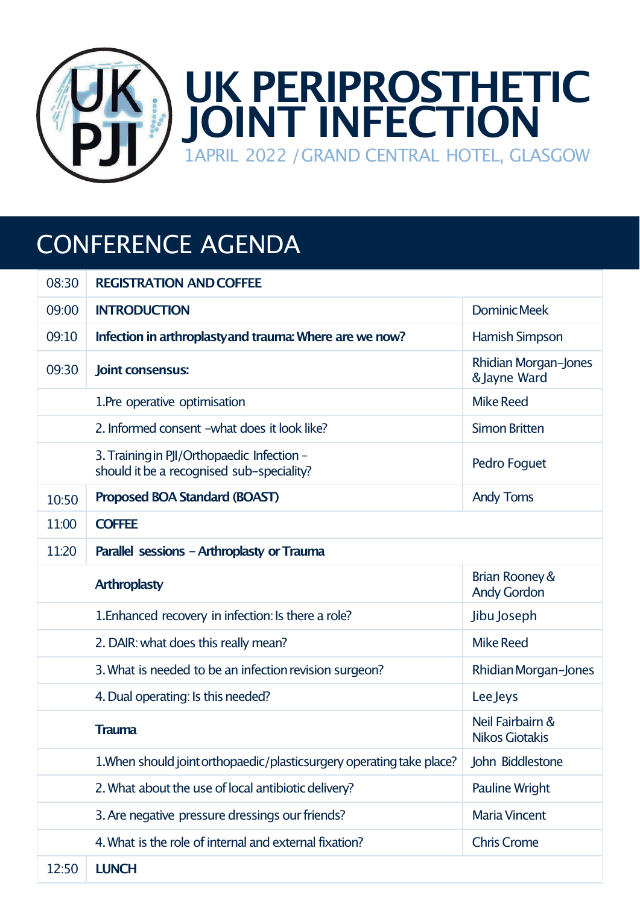# UK PERIPROSTHETIC JOINT INFECTION

1APRIL 2022 / GRAND CENTRAL HOTEL, GLASGOW

## CONFERENCE AGENDA

| | | |
|---|---|---|
| 08:30 | **REGISTRATION AND COFFEE** | |
| 09:00 | **INTRODUCTION** | Dominic Meek |
| 09:10 | **Infection in arthroplasty and trauma: Where are we now?** | Hamish Simpson |
| 09:30 | **Joint consensus:** | Rhidian Morgan-Jones & Jayne Ward |
| | 1.Pre operative optimisation | Mike Reed |
| | 2. Informed consent –what does it look like? | Simon Britten |
| | 3. Training in PJI/Orthopaedic Infection – should it be a recognised sub-speciality? | Pedro Foguet |
| 10:50 | **Proposed BOA Standard (BOAST)** | Andy Toms |
| 11:00 | **COFFEE** | |
| 11:20 | **Parallel sessions – Arthroplasty or Trauma** | |
| | **Arthroplasty** | Brian Rooney & Andy Gordon |
| | 1.Enhanced recovery in infection: Is there a role? | Jibu Joseph |
| | 2. DAIR: what does this really mean? | Mike Reed |
| | 3. What is needed to be an infection revision surgeon? | Rhidian Morgan-Jones |
| | 4. Dual operating: Is this needed? | Lee Jeys |
| | **Trauma** | Neil Fairbairn & Nikos Giotakis |
| | 1.When should joint orthopaedic/plastic surgery operating take place? | John Biddlestone |
| | 2. What about the use of local antibiotic delivery? | Pauline Wright |
| | 3. Are negative pressure dressings our friends? | Maria Vincent |
| | 4. What is the role of internal and external fixation? | Chris Crome |
| 12:50 | **LUNCH** | |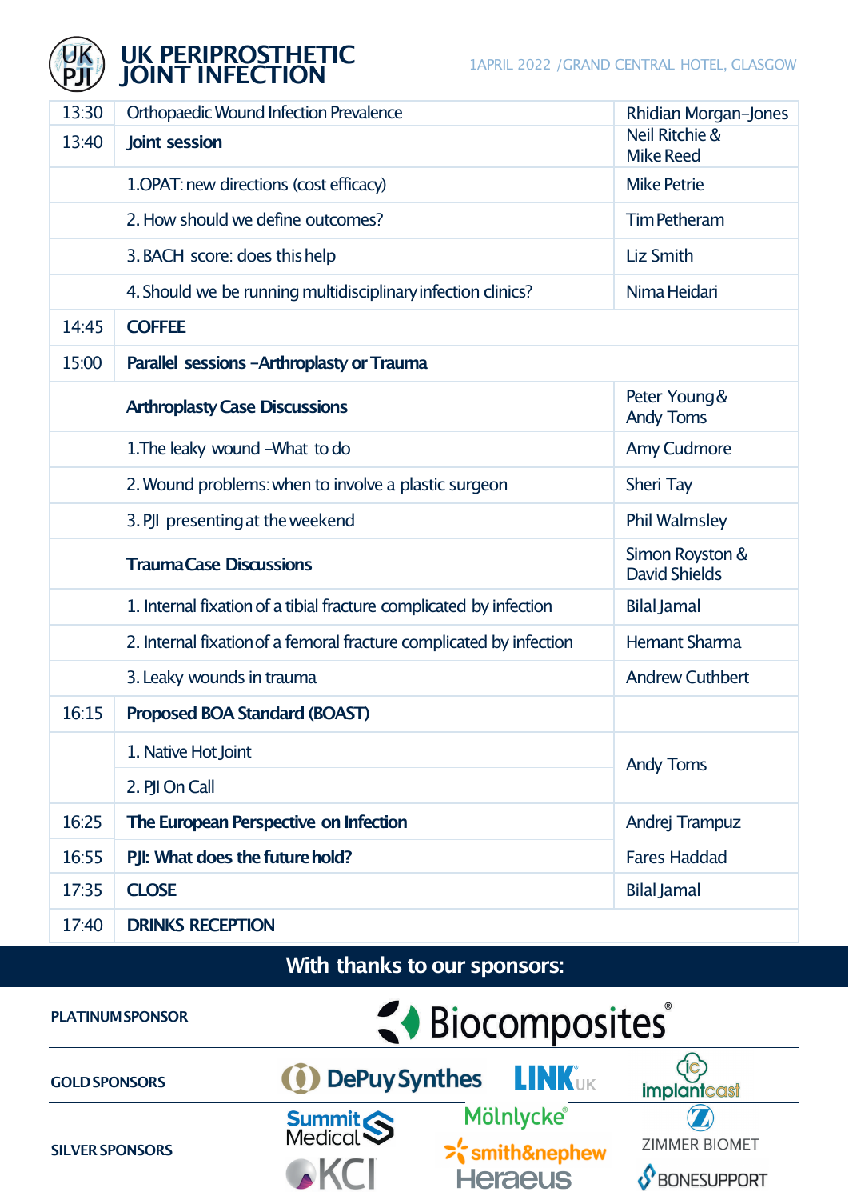# UK PERIPROSTHETIC JOINT INFECTION

1APRIL 2022 /GRAND CENTRAL HOTEL, GLASGOW

| | | |
|---|---|---|
| 13:30 | Orthopaedic Wound Infection Prevalence | Rhidian Morgan-Jones |
| 13:40 | **Joint session** | Neil Ritchie & Mike Reed |
| | 1.OPAT: new directions (cost efficacy) | Mike Petrie |
| | 2. How should we define outcomes? | Tim Petheram |
| | 3. BACH score: does this help | Liz Smith |
| | 4. Should we be running multidisciplinary infection clinics? | Nima Heidari |
| 14:45 | **COFFEE** | |
| 15:00 | **Parallel sessions –Arthroplasty or Trauma** | |
| | **Arthroplasty Case Discussions** | Peter Young & Andy Toms |
| | 1.The leaky wound –What to do | Amy Cudmore |
| | 2. Wound problems: when to involve a plastic surgeon | Sheri Tay |
| | 3. PJI presenting at the weekend | Phil Walmsley |
| | **Trauma Case Discussions** | Simon Royston & David Shields |
| | 1. Internal fixation of a tibial fracture complicated by infection | Bilal Jamal |
| | 2. Internal fixation of a femoral fracture complicated by infection | Hemant Sharma |
| | 3. Leaky wounds in trauma | Andrew Cuthbert |
| 16:15 | **Proposed BOA Standard (BOAST)** | |
| | 1. Native Hot Joint | Andy Toms |
| | 2. PJI On Call | |
| 16:25 | **The European Perspective on Infection** | Andrej Trampuz |
| 16:55 | **PJI: What does the future hold?** | Fares Haddad |
| 17:35 | **CLOSE** | Bilal Jamal |
| 17:40 | **DRINKS RECEPTION** | |

## With thanks to our sponsors:

**PLATINUM SPONSOR**
Biocomposites®

**GOLD SPONSORS**
DePuy Synthes
LINK UK
implantcast

**SILVER SPONSORS**
Summit Medical
Mölnlycke®
ZIMMER BIOMET
KCI
smith&nephew
Heraeus
BONESUPPORT